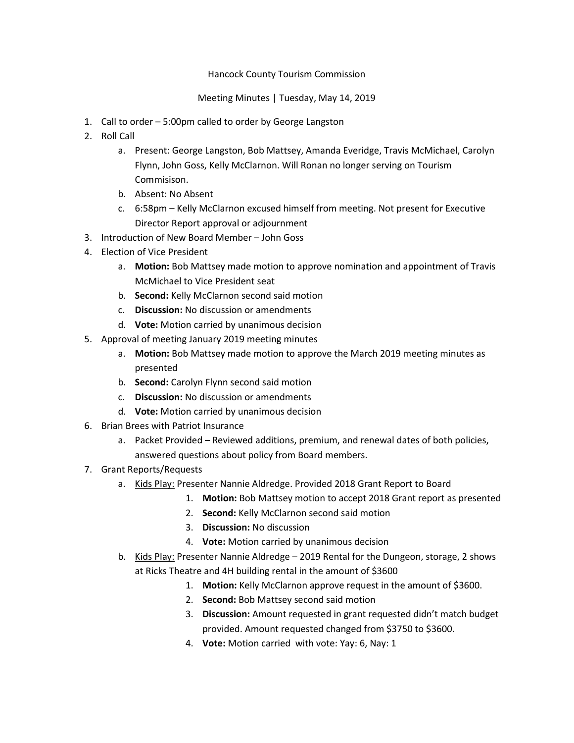Hancock County Tourism Commission

Meeting Minutes | Tuesday, May 14, 2019

1. Call to order – 5:00pm called to order by George Langston
2. Roll Call
   a. Present: George Langston, Bob Mattsey, Amanda Everidge, Travis McMichael, Carolyn Flynn, John Goss, Kelly McClarnon. Will Ronan no longer serving on Tourism Commisison.
   b. Absent: No Absent
   c. 6:58pm – Kelly McClarnon excused himself from meeting. Not present for Executive Director Report approval or adjournment
3. Introduction of New Board Member – John Goss
4. Election of Vice President
   a. **Motion:** Bob Mattsey made motion to approve nomination and appointment of Travis McMichael to Vice President seat
   b. **Second:** Kelly McClarnon second said motion
   c. **Discussion:** No discussion or amendments
   d. **Vote:** Motion carried by unanimous decision
5. Approval of meeting January 2019 meeting minutes
   a. **Motion:** Bob Mattsey made motion to approve the March 2019 meeting minutes as presented
   b. **Second:** Carolyn Flynn second said motion
   c. **Discussion:** No discussion or amendments
   d. **Vote:** Motion carried by unanimous decision
6. Brian Brees with Patriot Insurance
   a. Packet Provided – Reviewed additions, premium, and renewal dates of both policies, answered questions about policy from Board members.
7. Grant Reports/Requests
   a. Kids Play: Presenter Nannie Aldredge. Provided 2018 Grant Report to Board
      1. **Motion:** Bob Mattsey motion to accept 2018 Grant report as presented
      2. **Second:** Kelly McClarnon second said motion
      3. **Discussion:** No discussion
      4. **Vote:** Motion carried by unanimous decision
   b. Kids Play: Presenter Nannie Aldredge – 2019 Rental for the Dungeon, storage, 2 shows at Ricks Theatre and 4H building rental in the amount of $3600
      1. **Motion:** Kelly McClarnon approve request in the amount of $3600.
      2. **Second:** Bob Mattsey second said motion
      3. **Discussion:** Amount requested in grant requested didn't match budget provided. Amount requested changed from $3750 to $3600.
      4. **Vote:** Motion carried with vote: Yay: 6, Nay: 1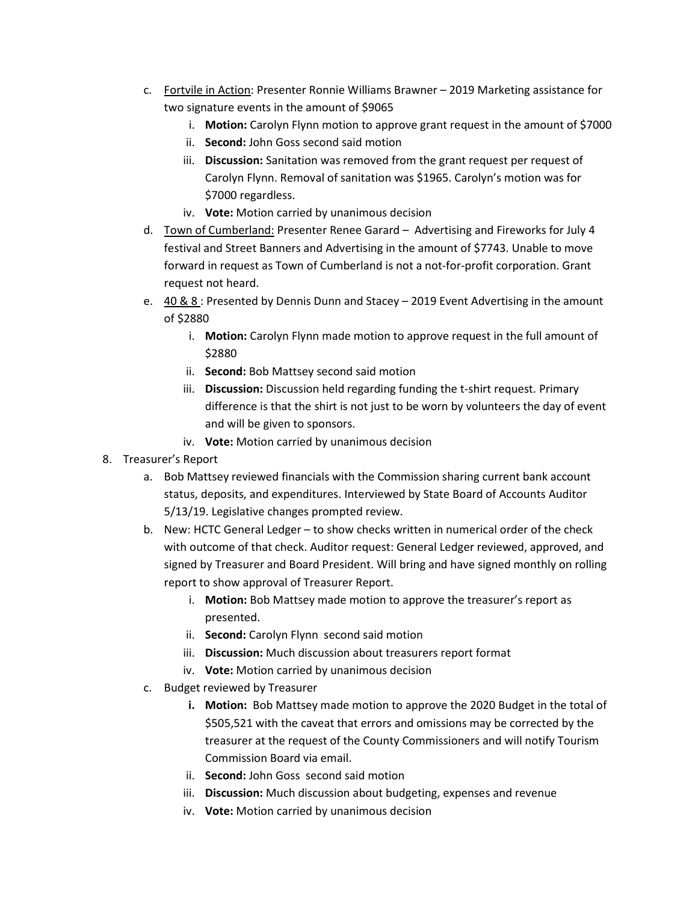c. Fortvile in Action: Presenter Ronnie Williams Brawner – 2019 Marketing assistance for two signature events in the amount of $9065
   i. **Motion:** Carolyn Flynn motion to approve grant request in the amount of $7000
   ii. **Second:** John Goss second said motion
   iii. **Discussion:** Sanitation was removed from the grant request per request of Carolyn Flynn. Removal of sanitation was $1965. Carolyn's motion was for $7000 regardless.
   iv. **Vote:** Motion carried by unanimous decision

d. Town of Cumberland: Presenter Renee Garard – Advertising and Fireworks for July 4 festival and Street Banners and Advertising in the amount of $7743. Unable to move forward in request as Town of Cumberland is not a not-for-profit corporation. Grant request not heard.

e. 40 & 8 : Presented by Dennis Dunn and Stacey – 2019 Event Advertising in the amount of $2880
   i. **Motion:** Carolyn Flynn made motion to approve request in the full amount of $2880
   ii. **Second:** Bob Mattsey second said motion
   iii. **Discussion:** Discussion held regarding funding the t-shirt request. Primary difference is that the shirt is not just to be worn by volunteers the day of event and will be given to sponsors.
   iv. **Vote:** Motion carried by unanimous decision

8. Treasurer's Report
   a. Bob Mattsey reviewed financials with the Commission sharing current bank account status, deposits, and expenditures. Interviewed by State Board of Accounts Auditor 5/13/19. Legislative changes prompted review.
   b. New: HCTC General Ledger – to show checks written in numerical order of the check with outcome of that check. Auditor request: General Ledger reviewed, approved, and signed by Treasurer and Board President. Will bring and have signed monthly on rolling report to show approval of Treasurer Report.
      i. **Motion:** Bob Mattsey made motion to approve the treasurer's report as presented.
      ii. **Second:** Carolyn Flynn second said motion
      iii. **Discussion:** Much discussion about treasurers report format
      iv. **Vote:** Motion carried by unanimous decision
   c. Budget reviewed by Treasurer
      i. **Motion:** Bob Mattsey made motion to approve the 2020 Budget in the total of $505,521 with the caveat that errors and omissions may be corrected by the treasurer at the request of the County Commissioners and will notify Tourism Commission Board via email.
      ii. **Second:** John Goss second said motion
      iii. **Discussion:** Much discussion about budgeting, expenses and revenue
      iv. **Vote:** Motion carried by unanimous decision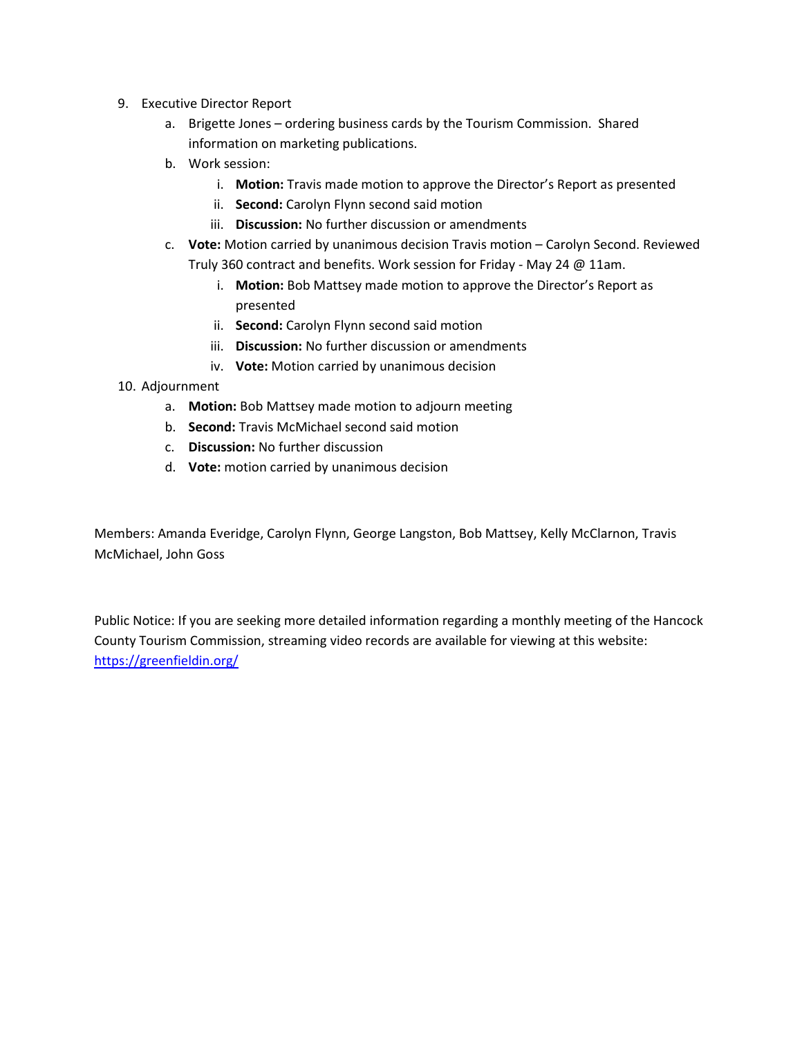9. Executive Director Report
    a. Brigette Jones – ordering business cards by the Tourism Commission. Shared information on marketing publications.
    b. Work session:
        i. **Motion:** Travis made motion to approve the Director's Report as presented
        ii. **Second:** Carolyn Flynn second said motion
        iii. **Discussion:** No further discussion or amendments
    c. **Vote:** Motion carried by unanimous decision Travis motion – Carolyn Second. Reviewed Truly 360 contract and benefits. Work session for Friday - May 24 @ 11am.
        i. **Motion:** Bob Mattsey made motion to approve the Director's Report as presented
        ii. **Second:** Carolyn Flynn second said motion
        iii. **Discussion:** No further discussion or amendments
        iv. **Vote:** Motion carried by unanimous decision
10. Adjournment
    a. **Motion:** Bob Mattsey made motion to adjourn meeting
    b. **Second:** Travis McMichael second said motion
    c. **Discussion:** No further discussion
    d. **Vote:** motion carried by unanimous decision

Members: Amanda Everidge, Carolyn Flynn, George Langston, Bob Mattsey, Kelly McClarnon, Travis McMichael, John Goss

Public Notice: If you are seeking more detailed information regarding a monthly meeting of the Hancock County Tourism Commission, streaming video records are available for viewing at this website: [https://greenfieldin.org/](https://greenfieldin.org/)